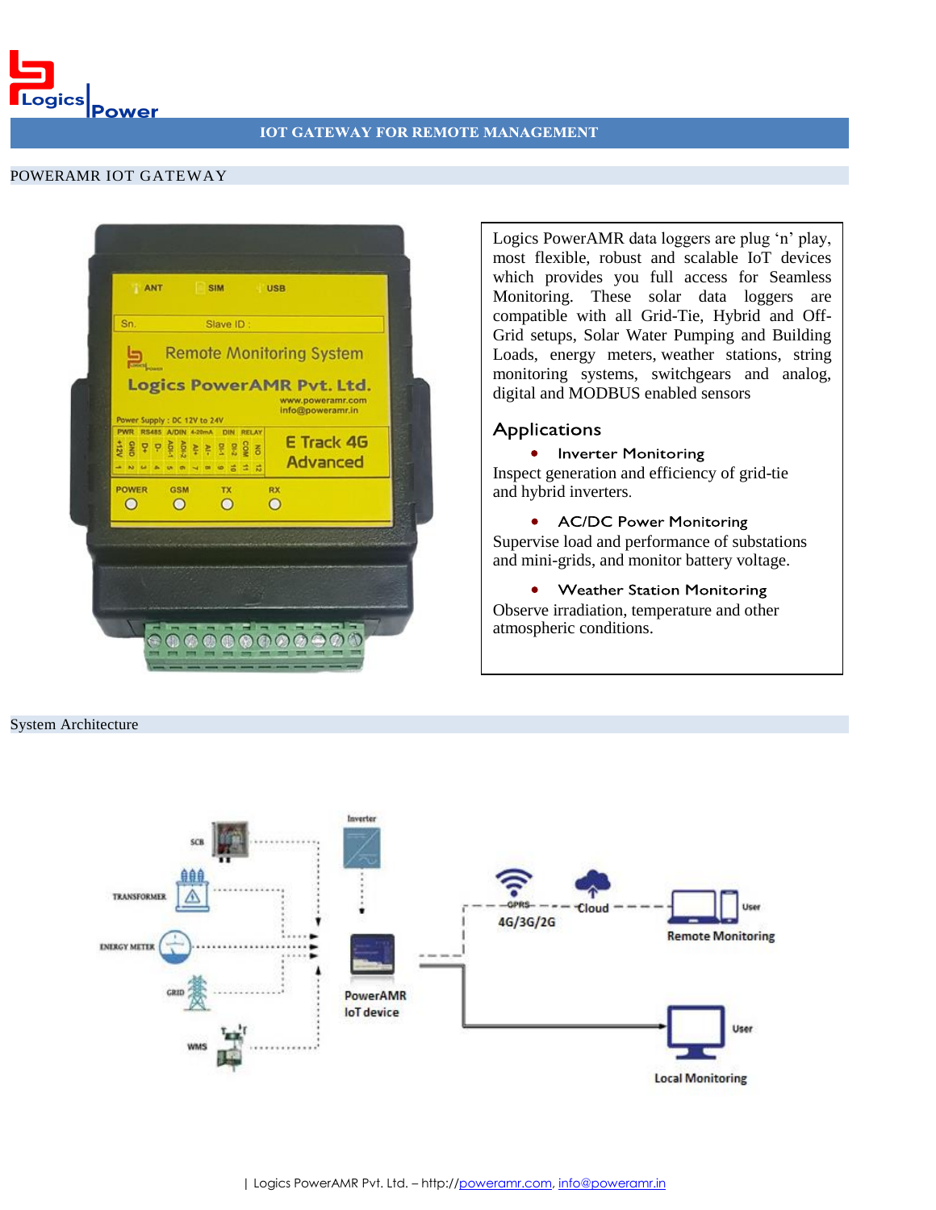# IOT GATEWAY FOR REMOTE MANAGEMENT

## POWERAMR IOT GATEWAY

Logics PowerAMR data loggers are plug 'n' play, most flexible, robust and scalable IoT devices which provides you full access for Seamless Monitoring. These solar data loggers are compatible with all Grid-Tie, Hybrid and Off-Grid setups, Solar Water Pumping and Building Loads, energy meters, weather stations, string monitoring systems, switchgears and analog, digital and MODBUS enabled sensors

### Applications

- **Inverter Monitoring**

Inspect generation and efficiency of grid-tie and hybrid inverters.

- **AC/DC Power Monitoring**

Supervise load and performance of substations and mini-grids, and monitor battery voltage.

- **Weather Station Monitoring**

Observe irradiation, temperature and other atmospheric conditions.

## System Architecture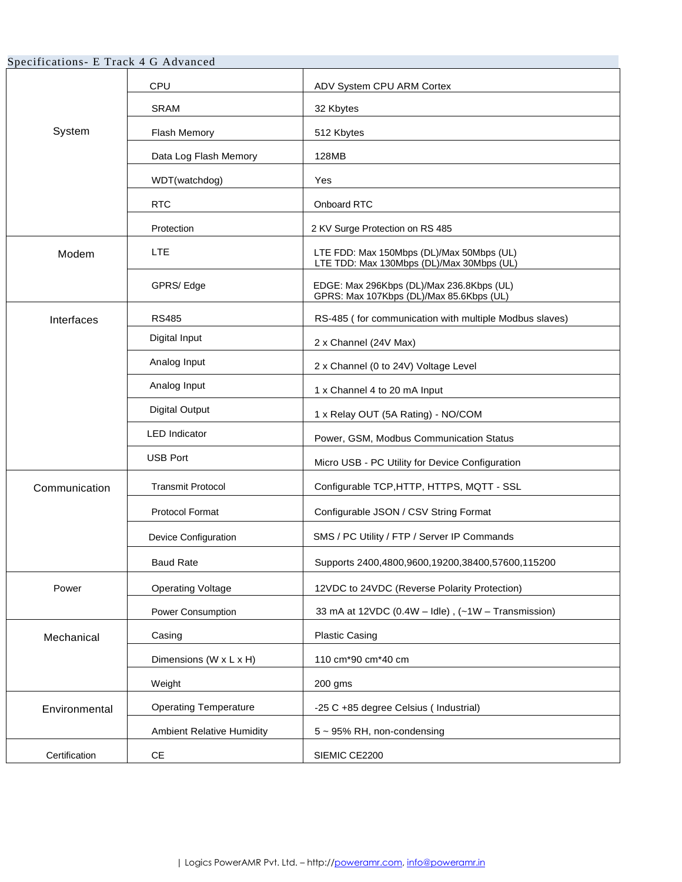## Specifications- E Track 4 G Advanced

| | | |
|---|---|---|
| System | CPU | ADV System CPU ARM Cortex |
| | SRAM | 32 Kbytes |
| | Flash Memory | 512 Kbytes |
| | Data Log Flash Memory | 128MB |
| | WDT(watchdog) | Yes |
| | RTC | Onboard RTC |
| | Protection | 2 KV Surge Protection on RS 485 |
| Modem | LTE | LTE FDD: Max 150Mbps (DL)/Max 50Mbps (UL)<br>LTE TDD: Max 130Mbps (DL)/Max 30Mbps (UL) |
| | GPRS/ Edge | EDGE: Max 296Kbps (DL)/Max 236.8Kbps (UL)<br>GPRS: Max 107Kbps (DL)/Max 85.6Kbps (UL) |
| Interfaces | RS485 | RS-485 ( for communication with multiple Modbus slaves) |
| | Digital Input | 2 x Channel (24V Max) |
| | Analog Input | 2 x Channel (0 to 24V) Voltage Level |
| | Analog Input | 1 x Channel 4 to 20 mA Input |
| | Digital Output | 1 x Relay OUT (5A Rating) - NO/COM |
| | LED Indicator | Power, GSM, Modbus Communication Status |
| | USB Port | Micro USB - PC Utility for Device Configuration |
| Communication | Transmit Protocol | Configurable TCP,HTTP, HTTPS, MQTT - SSL |
| | Protocol Format | Configurable JSON / CSV String Format |
| | Device Configuration | SMS / PC Utility / FTP / Server IP Commands |
| | Baud Rate | Supports 2400,4800,9600,19200,38400,57600,115200 |
| Power | Operating Voltage | 12VDC to 24VDC (Reverse Polarity Protection) |
| | Power Consumption | 33 mA at 12VDC (0.4W – Idle) , (~1W – Transmission) |
| Mechanical | Casing | Plastic Casing |
| | Dimensions (W x L x H) | 110 cm*90 cm*40 cm |
| | Weight | 200 gms |
| Environmental | Operating Temperature | -25 C +85 degree Celsius ( Industrial) |
| | Ambient Relative Humidity | 5 ~ 95% RH, non-condensing |
| Certification | CE | SIEMIC CE2200 |

| Logics PowerAMR Pvt. Ltd. – http://poweramr.com, info@poweramr.in